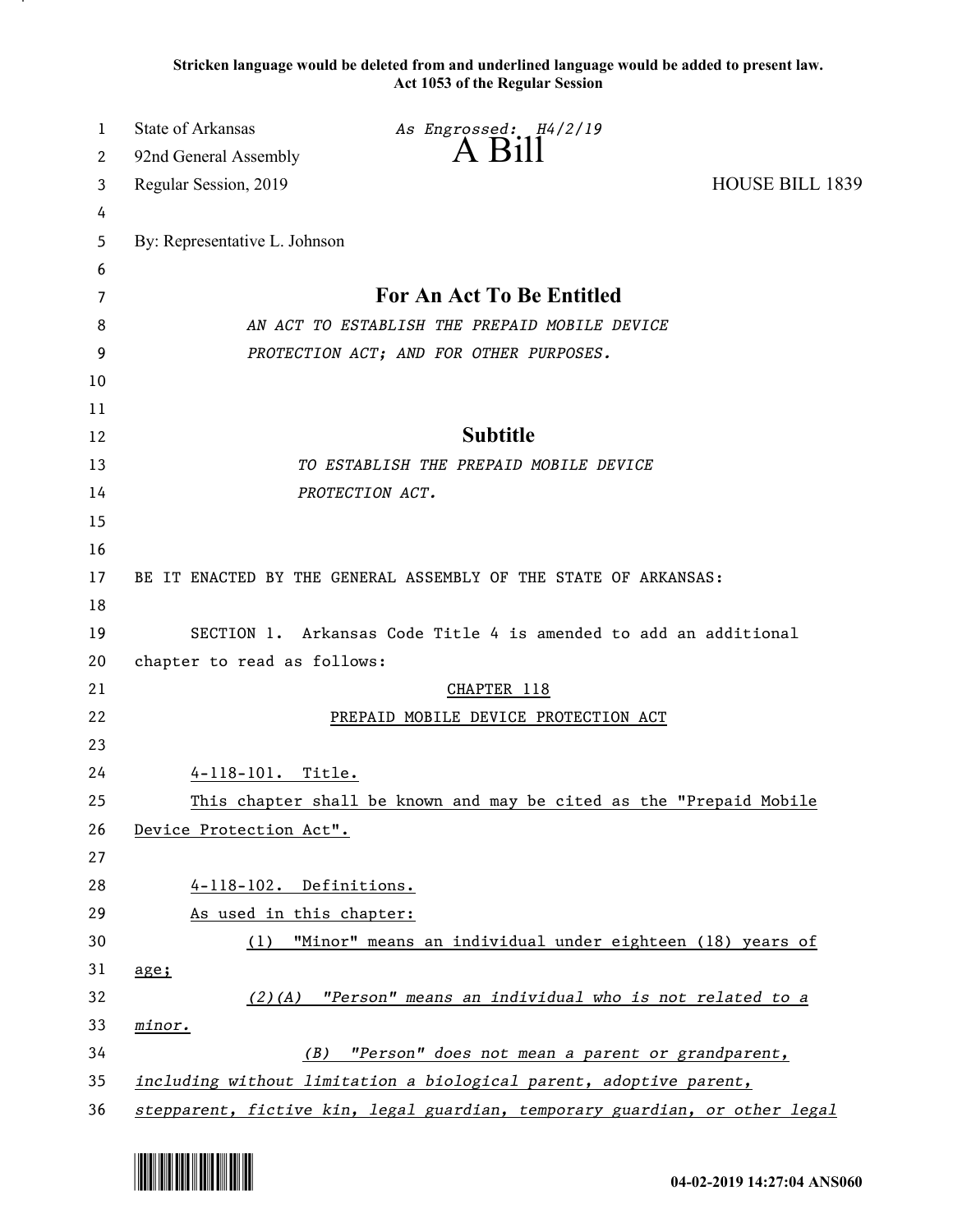**Stricken language would be deleted from and underlined language would be added to present law.**
**Act 1053 of the Regular Session**

State of Arkansas *As Engrossed: H4/2/19*
92nd General Assembly **A Bill**
Regular Session, 2019 HOUSE BILL 1839

By: Representative L. Johnson

## For An Act To Be Entitled

*AN ACT TO ESTABLISH THE PREPAID MOBILE DEVICE PROTECTION ACT; AND FOR OTHER PURPOSES.*

## Subtitle

*TO ESTABLISH THE PREPAID MOBILE DEVICE PROTECTION ACT.*

BE IT ENACTED BY THE GENERAL ASSEMBLY OF THE STATE OF ARKANSAS:

SECTION 1. Arkansas Code Title 4 is amended to add an additional chapter to read as follows:

<u>CHAPTER 118</u>

<u>PREPAID MOBILE DEVICE PROTECTION ACT</u>

<u>4-118-101. Title.</u>

<u>This chapter shall be known and may be cited as the "Prepaid Mobile Device Protection Act".</u>

<u>4-118-102. Definitions.</u>

<u>As used in this chapter:</u>

<u>(1) "Minor" means an individual under eighteen (18) years of age;</u>

*<u>(2)(A) "Person" means an individual who is not related to a minor.</u>*

*<u>(B) "Person" does not mean a parent or grandparent, including without limitation a biological parent, adoptive parent, stepparent, fictive kin, legal guardian, temporary guardian, or other legal</u>*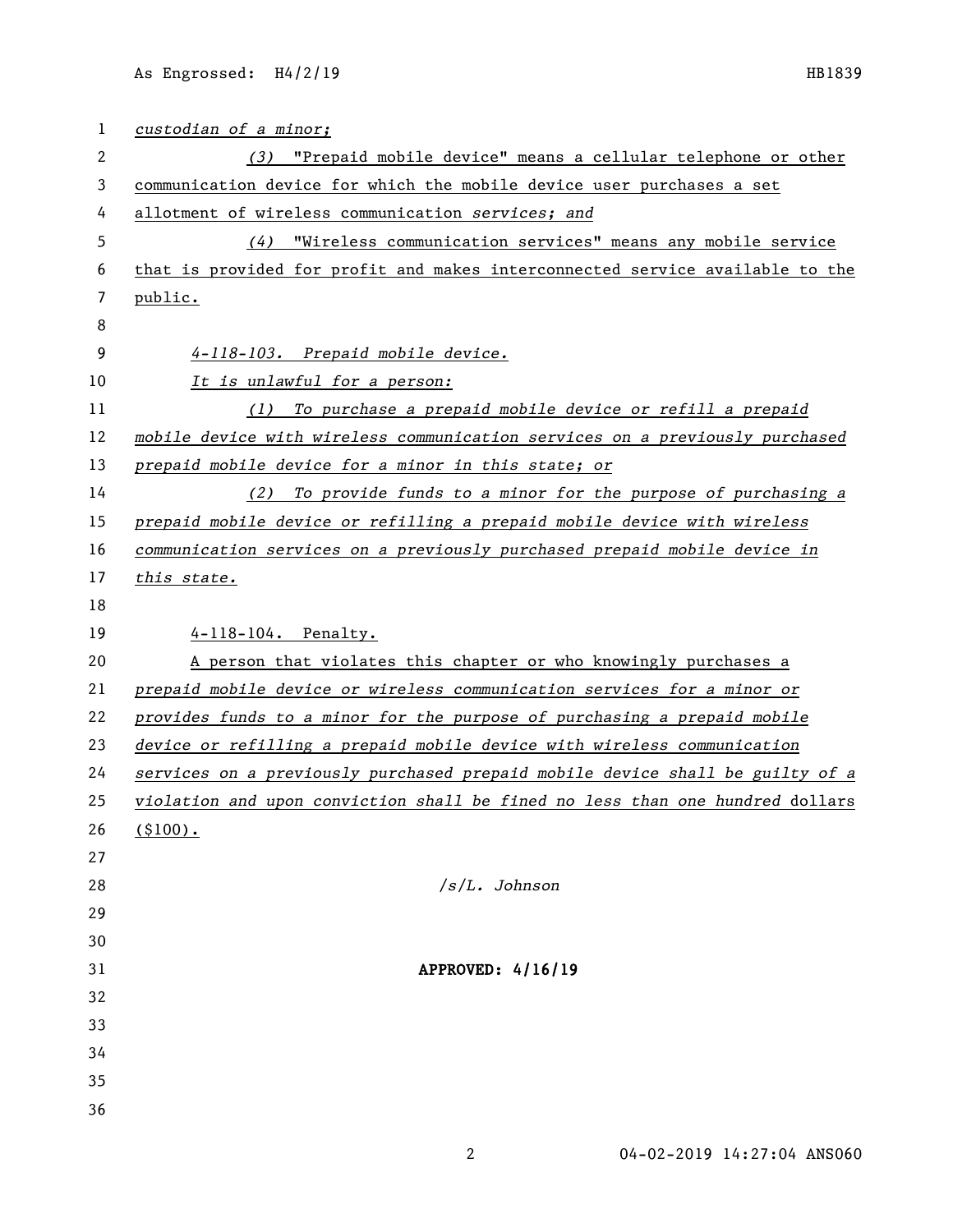*custodian of a minor;*

*(3)* "Prepaid mobile device" means a cellular telephone or other communication device for which the mobile device user purchases a set allotment of wireless communication *services; and*

*(4)* "Wireless communication services" means any mobile service that is provided for profit and makes interconnected service available to the public.

*4-118-103. Prepaid mobile device.*

*It is unlawful for a person:*

*(1) To purchase a prepaid mobile device or refill a prepaid mobile device with wireless communication services on a previously purchased prepaid mobile device for a minor in this state; or*

*(2) To provide funds to a minor for the purpose of purchasing a prepaid mobile device or refilling a prepaid mobile device with wireless communication services on a previously purchased prepaid mobile device in this state.*

4-118-104. Penalty.

A person that violates this chapter or who knowingly purchases a *prepaid mobile device or wireless communication services for a minor or provides funds to a minor for the purpose of purchasing a prepaid mobile device or refilling a prepaid mobile device with wireless communication services on a previously purchased prepaid mobile device shall be guilty of a violation and upon conviction shall be fined no less than one hundred* dollars ($100).

*/s/L. Johnson*

**APPROVED: 4/16/19**